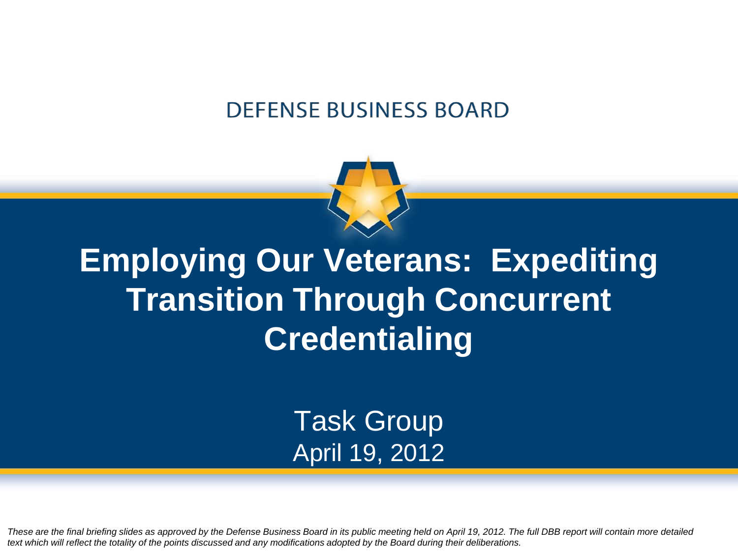DEFENSE BUSINESS BOARD

# Employing Our Veterans: Expediting Transition Through Concurrent Credentialing

Task Group

April 19, 2012

*These are the final briefing slides as approved by the Defense Business Board in its public meeting held on April 19, 2012. The full DBB report will contain more detailed text which will reflect the totality of the points discussed and any modifications adopted by the Board during their deliberations.*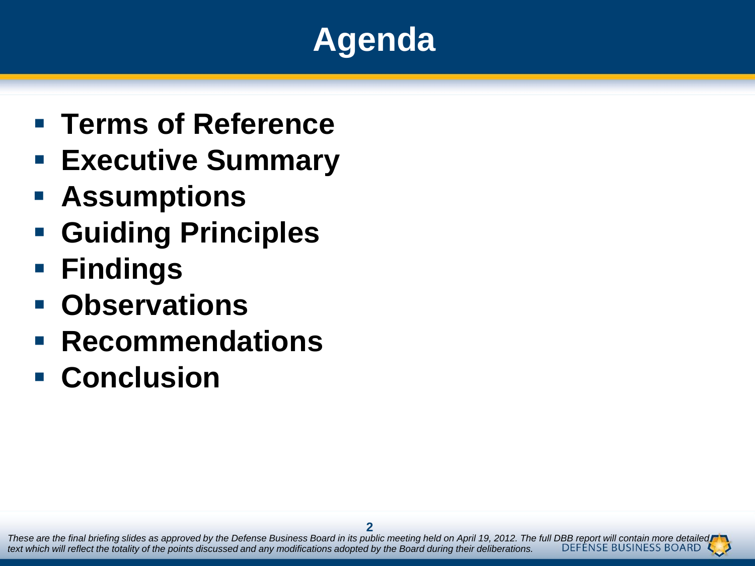# Agenda

- **Terms of Reference**
- **Executive Summary**
- **Assumptions**
- **Guiding Principles**
- **Findings**
- **Observations**
- **Recommendations**
- **Conclusion**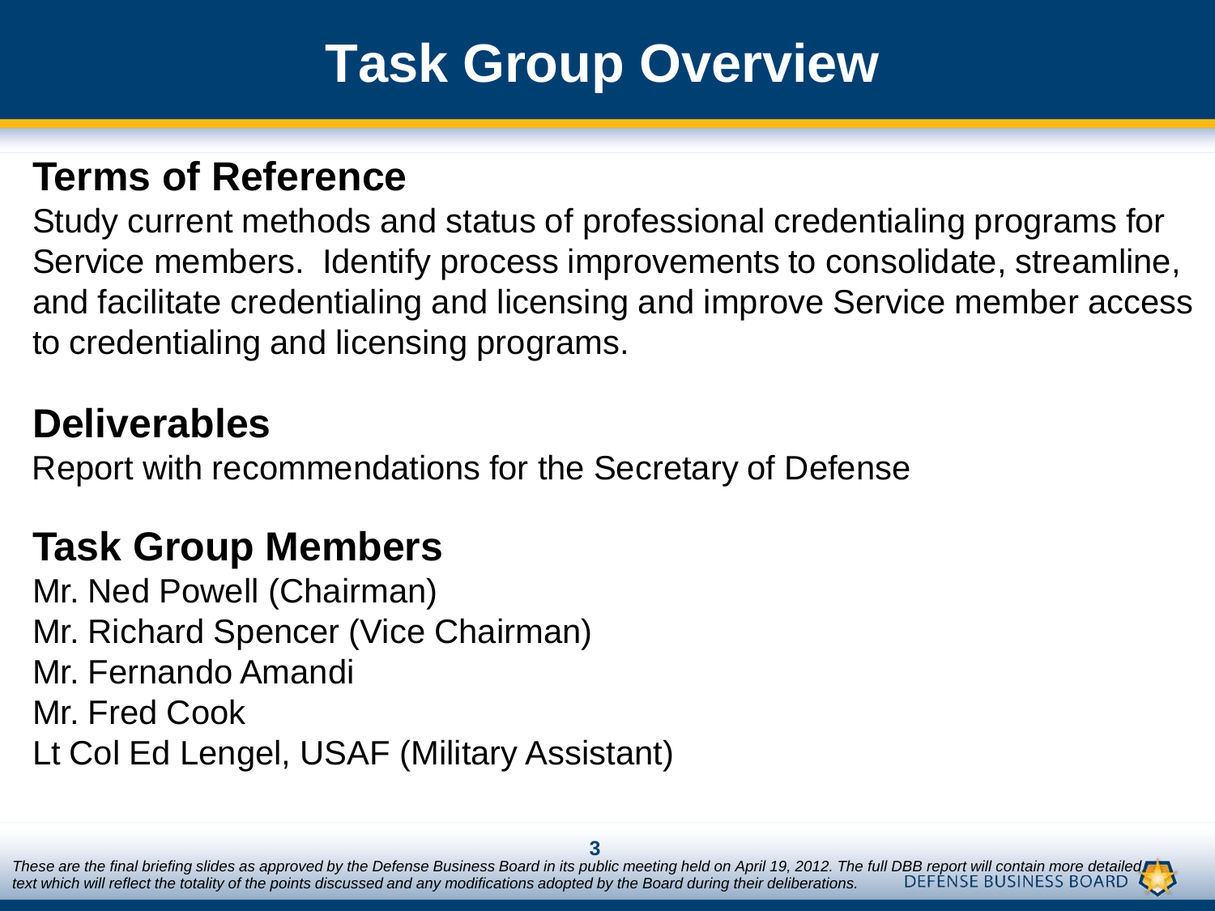# Task Group Overview

## Terms of Reference

Study current methods and status of professional credentialing programs for Service members. Identify process improvements to consolidate, streamline, and facilitate credentialing and licensing and improve Service member access to credentialing and licensing programs.

## Deliverables

Report with recommendations for the Secretary of Defense

## Task Group Members

Mr. Ned Powell (Chairman)
Mr. Richard Spencer (Vice Chairman)
Mr. Fernando Amandi
Mr. Fred Cook
Lt Col Ed Lengel, USAF (Military Assistant)

*These are the final briefing slides as approved by the Defense Business Board in its public meeting held on April 19, 2012. The full DBB report will contain more detailed text which will reflect the totality of the points discussed and any modifications adopted by the Board during their deliberations.*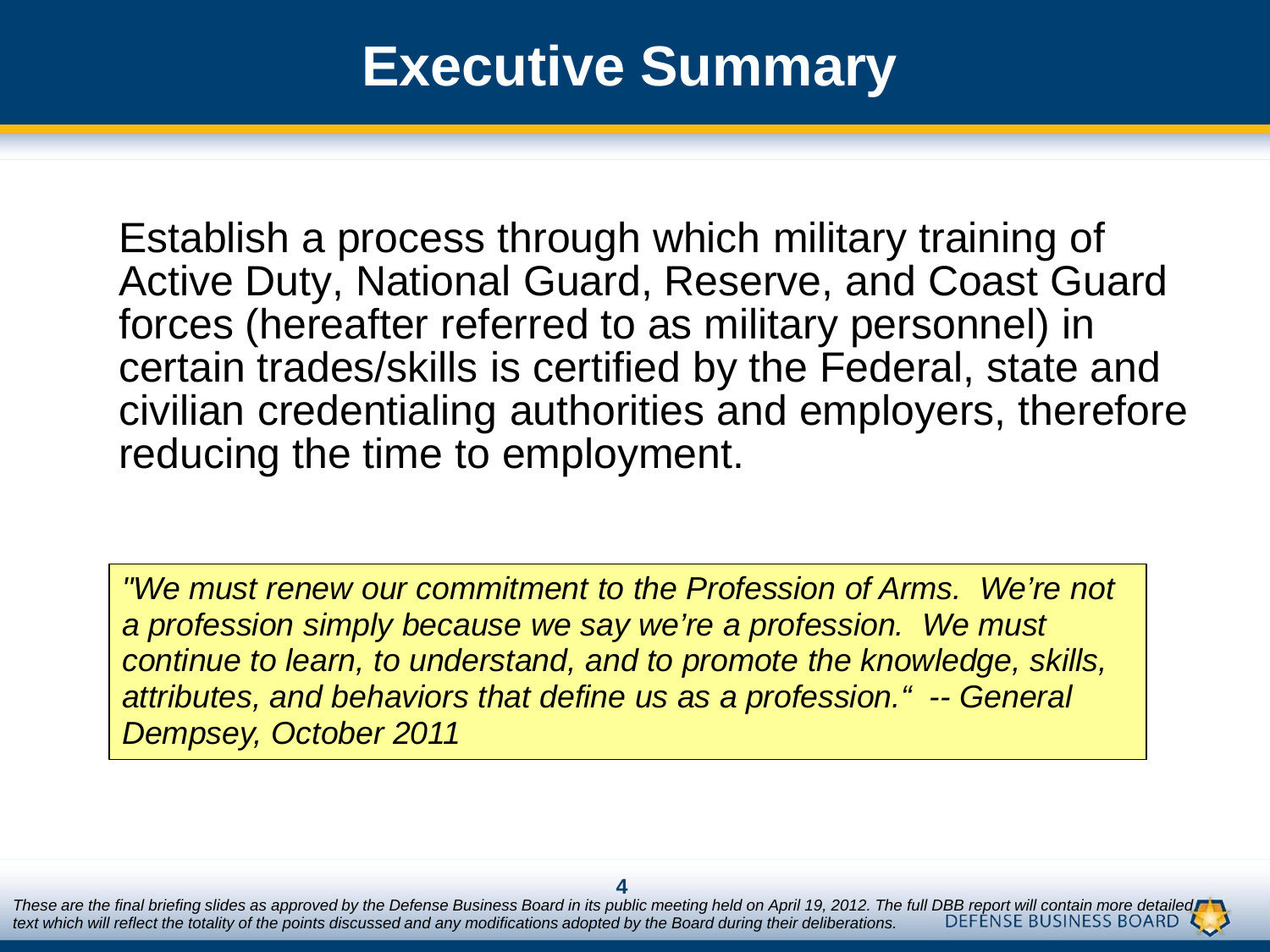# Executive Summary

Establish a process through which military training of Active Duty, National Guard, Reserve, and Coast Guard forces (hereafter referred to as military personnel) in certain trades/skills is certified by the Federal, state and civilian credentialing authorities and employers, therefore reducing the time to employment.

> *"We must renew our commitment to the Profession of Arms. We're not a profession simply because we say we're a profession. We must continue to learn, to understand, and to promote the knowledge, skills, attributes, and behaviors that define us as a profession." -- General Dempsey, October 2011*

*These are the final briefing slides as approved by the Defense Business Board in its public meeting held on April 19, 2012. The full DBB report will contain more detailed text which will reflect the totality of the points discussed and any modifications adopted by the Board during their deliberations.*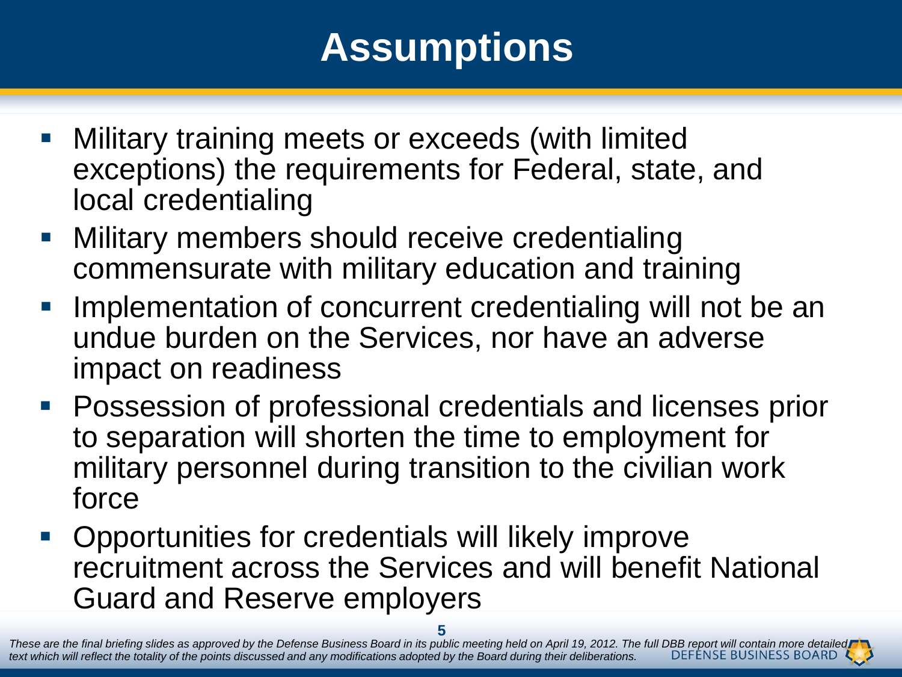# Assumptions

- Military training meets or exceeds (with limited exceptions) the requirements for Federal, state, and local credentialing
- Military members should receive credentialing commensurate with military education and training
- Implementation of concurrent credentialing will not be an undue burden on the Services, nor have an adverse impact on readiness
- Possession of professional credentials and licenses prior to separation will shorten the time to employment for military personnel during transition to the civilian work force
- Opportunities for credentials will likely improve recruitment across the Services and will benefit National Guard and Reserve employers

*These are the final briefing slides as approved by the Defense Business Board in its public meeting held on April 19, 2012. The full DBB report will contain more detailed text which will reflect the totality of the points discussed and any modifications adopted by the Board during their deliberations.*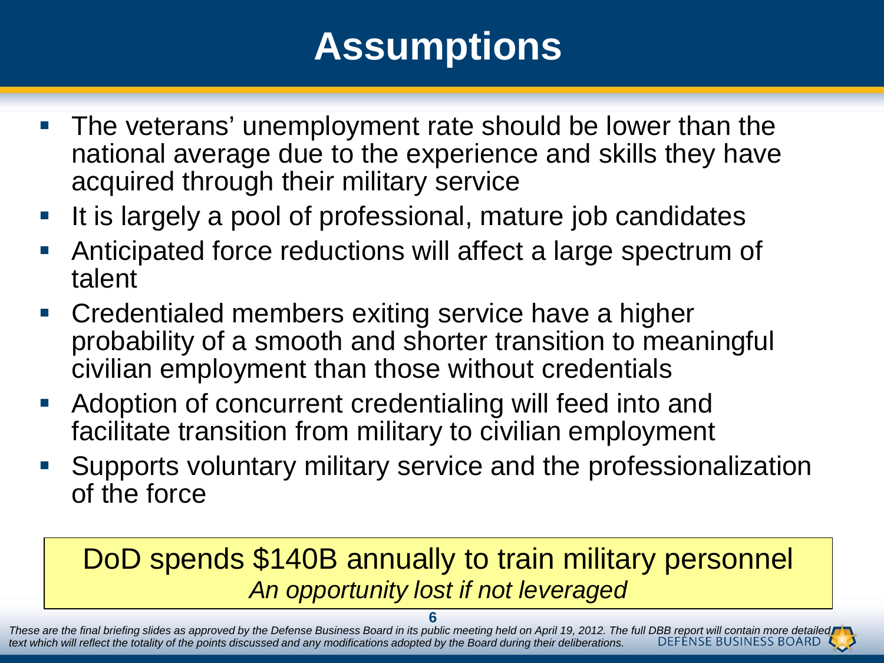# Assumptions

- The veterans' unemployment rate should be lower than the national average due to the experience and skills they have acquired through their military service
- It is largely a pool of professional, mature job candidates
- Anticipated force reductions will affect a large spectrum of talent
- Credentialed members exiting service have a higher probability of a smooth and shorter transition to meaningful civilian employment than those without credentials
- Adoption of concurrent credentialing will feed into and facilitate transition from military to civilian employment
- Supports voluntary military service and the professionalization of the force

DoD spends $140B annually to train military personnel
*An opportunity lost if not leveraged*

*These are the final briefing slides as approved by the Defense Business Board in its public meeting held on April 19, 2012. The full DBB report will contain more detailed text which will reflect the totality of the points discussed and any modifications adopted by the Board during their deliberations.*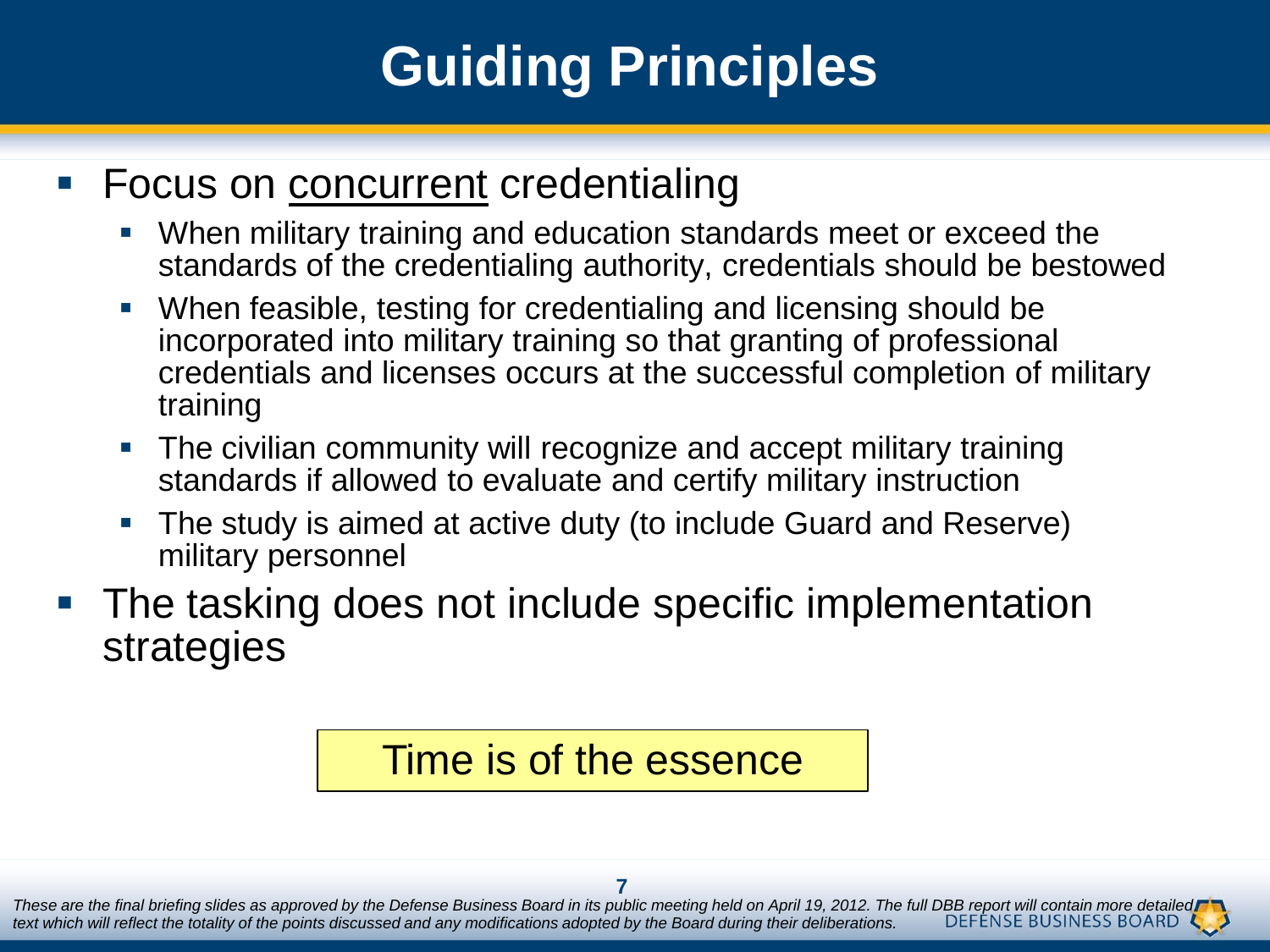# Guiding Principles

- Focus on <u>concurrent</u> credentialing
  - When military training and education standards meet or exceed the standards of the credentialing authority, credentials should be bestowed
  - When feasible, testing for credentialing and licensing should be incorporated into military training so that granting of professional credentials and licenses occurs at the successful completion of military training
  - The civilian community will recognize and accept military training standards if allowed to evaluate and certify military instruction
  - The study is aimed at active duty (to include Guard and Reserve) military personnel
- The tasking does not include specific implementation strategies

Time is of the essence

*These are the final briefing slides as approved by the Defense Business Board in its public meeting held on April 19, 2012. The full DBB report will contain more detailed text which will reflect the totality of the points discussed and any modifications adopted by the Board during their deliberations.*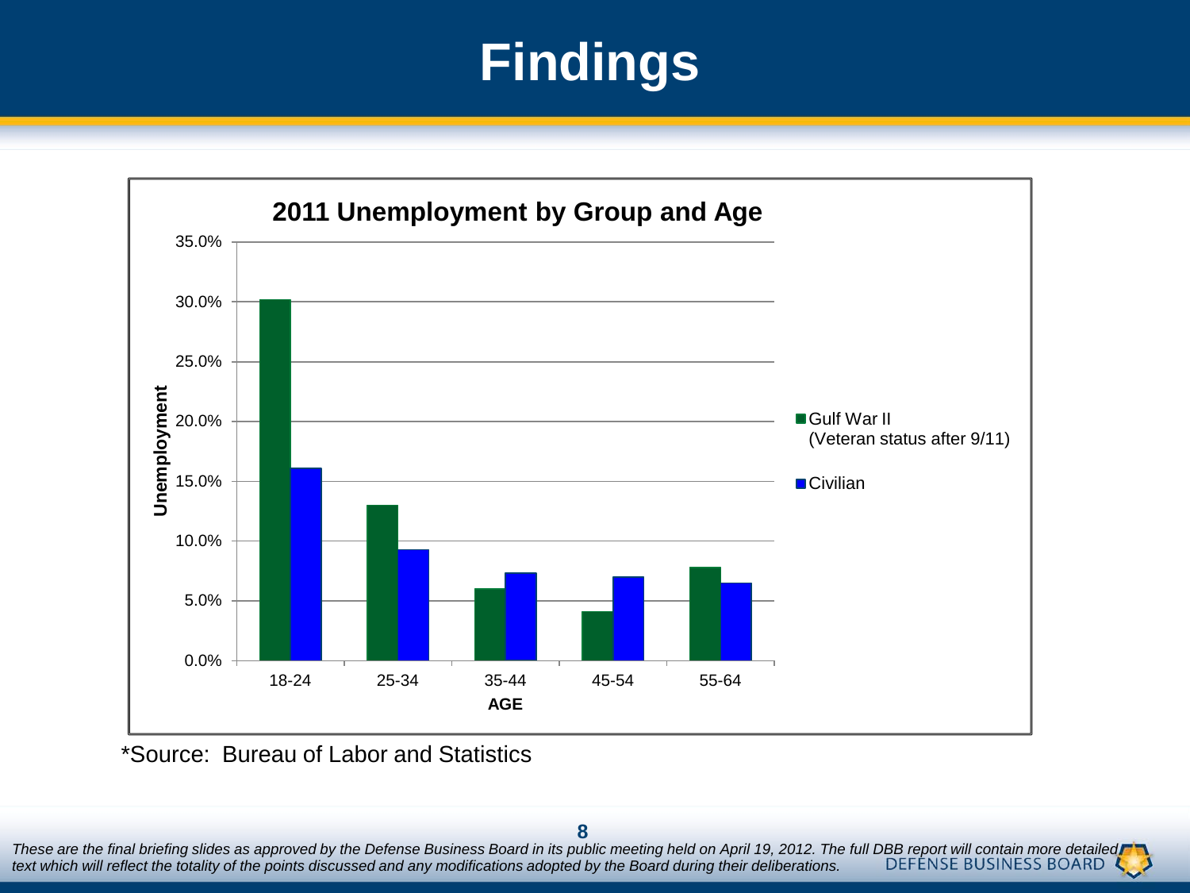# Findings

**2011 Unemployment by Group and Age**

| AGE | Gulf War II (Veteran status after 9/11) | Civilian |
|---|---|---|
| 18-24 | 30.2% | 16.1% |
| 25-34 | 13.0% | 9.3% |
| 35-44 | 6.0% | 7.4% |
| 45-54 | 4.1% | 7.0% |
| 55-64 | 7.8% | 6.5% |

*Source: Bureau of Labor and Statistics

*These are the final briefing slides as approved by the Defense Business Board in its public meeting held on April 19, 2012. The full DBB report will contain more detailed text which will reflect the totality of the points discussed and any modifications adopted by the Board during their deliberations.*

DEFENSE BUSINESS BOARD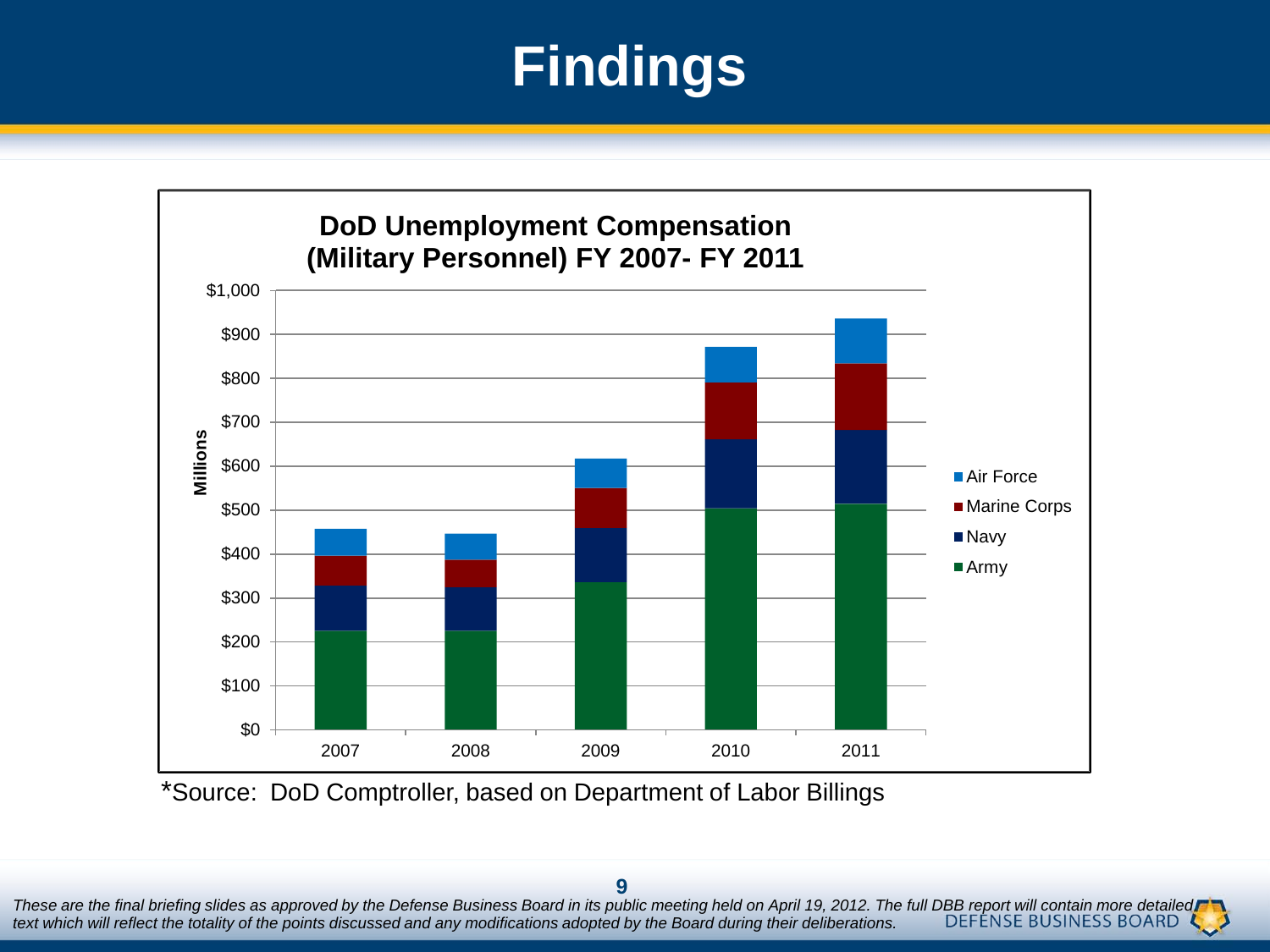# Findings

**DoD Unemployment Compensation (Military Personnel) FY 2007- FY 2011**

*Source: DoD Comptroller, based on Department of Labor Billings

*These are the final briefing slides as approved by the Defense Business Board in its public meeting held on April 19, 2012. The full DBB report will contain more detailed text which will reflect the totality of the points discussed and any modifications adopted by the Board during their deliberations.*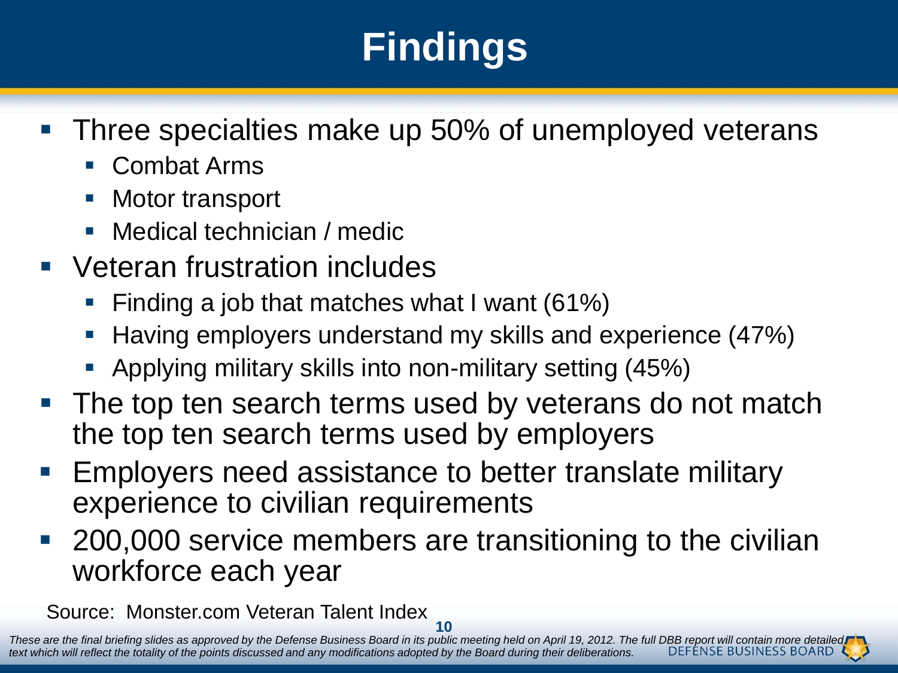# Findings

- Three specialties make up 50% of unemployed veterans
  - Combat Arms
  - Motor transport
  - Medical technician / medic
- Veteran frustration includes
  - Finding a job that matches what I want (61%)
  - Having employers understand my skills and experience (47%)
  - Applying military skills into non-military setting (45%)
- The top ten search terms used by veterans do not match the top ten search terms used by employers
- Employers need assistance to better translate military experience to civilian requirements
- 200,000 service members are transitioning to the civilian workforce each year

Source: Monster.com Veteran Talent Index

*These are the final briefing slides as approved by the Defense Business Board in its public meeting held on April 19, 2012. The full DBB report will contain more detailed text which will reflect the totality of the points discussed and any modifications adopted by the Board during their deliberations.*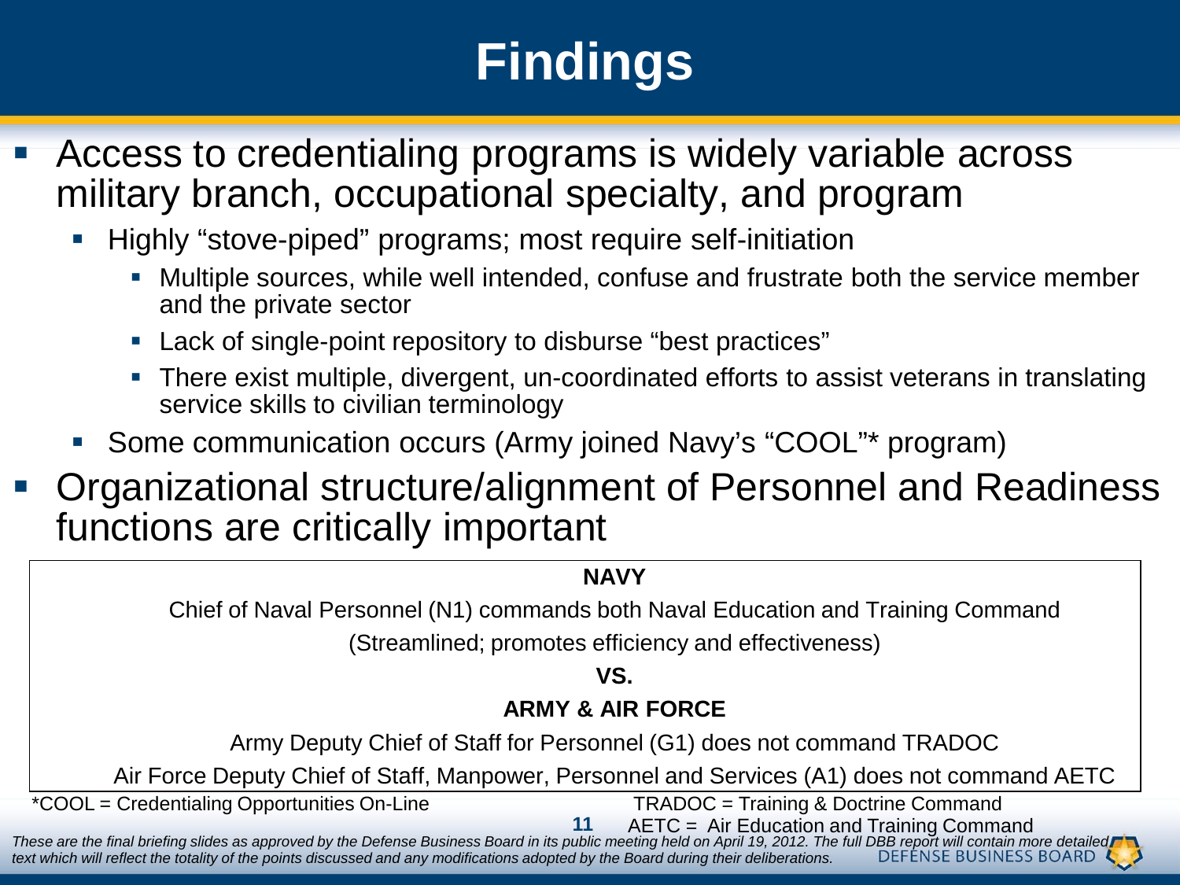# Findings

- Access to credentialing programs is widely variable across military branch, occupational specialty, and program
  - Highly "stove-piped" programs; most require self-initiation
    - Multiple sources, while well intended, confuse and frustrate both the service member and the private sector
    - Lack of single-point repository to disburse "best practices"
    - There exist multiple, divergent, un-coordinated efforts to assist veterans in translating service skills to civilian terminology
  - Some communication occurs (Army joined Navy's "COOL"* program)
- Organizational structure/alignment of Personnel and Readiness functions are critically important

**NAVY**

Chief of Naval Personnel (N1) commands both Naval Education and Training Command

(Streamlined; promotes efficiency and effectiveness)

**VS.**

**ARMY & AIR FORCE**

Army Deputy Chief of Staff for Personnel (G1) does not command TRADOC

Air Force Deputy Chief of Staff, Manpower, Personnel and Services (A1) does not command AETC

*COOL = Credentialing Opportunities On-Line

TRADOC = Training & Doctrine Command

AETC = Air Education and Training Command

*These are the final briefing slides as approved by the Defense Business Board in its public meeting held on April 19, 2012. The full DBB report will contain more detailed text which will reflect the totality of the points discussed and any modifications adopted by the Board during their deliberations.*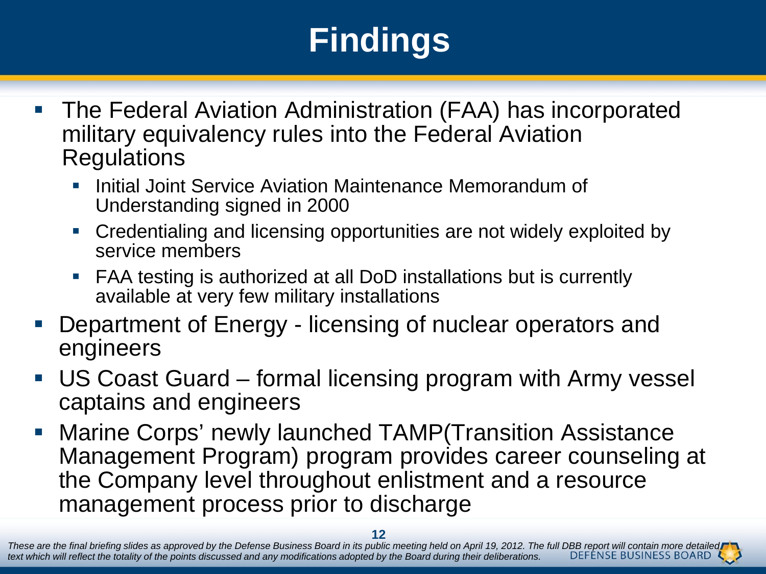# Findings

- The Federal Aviation Administration (FAA) has incorporated military equivalency rules into the Federal Aviation Regulations
  - Initial Joint Service Aviation Maintenance Memorandum of Understanding signed in 2000
  - Credentialing and licensing opportunities are not widely exploited by service members
  - FAA testing is authorized at all DoD installations but is currently available at very few military installations
- Department of Energy - licensing of nuclear operators and engineers
- US Coast Guard – formal licensing program with Army vessel captains and engineers
- Marine Corps' newly launched TAMP(Transition Assistance Management Program) program provides career counseling at the Company level throughout enlistment and a resource management process prior to discharge

*These are the final briefing slides as approved by the Defense Business Board in its public meeting held on April 19, 2012. The full DBB report will contain more detailed text which will reflect the totality of the points discussed and any modifications adopted by the Board during their deliberations.*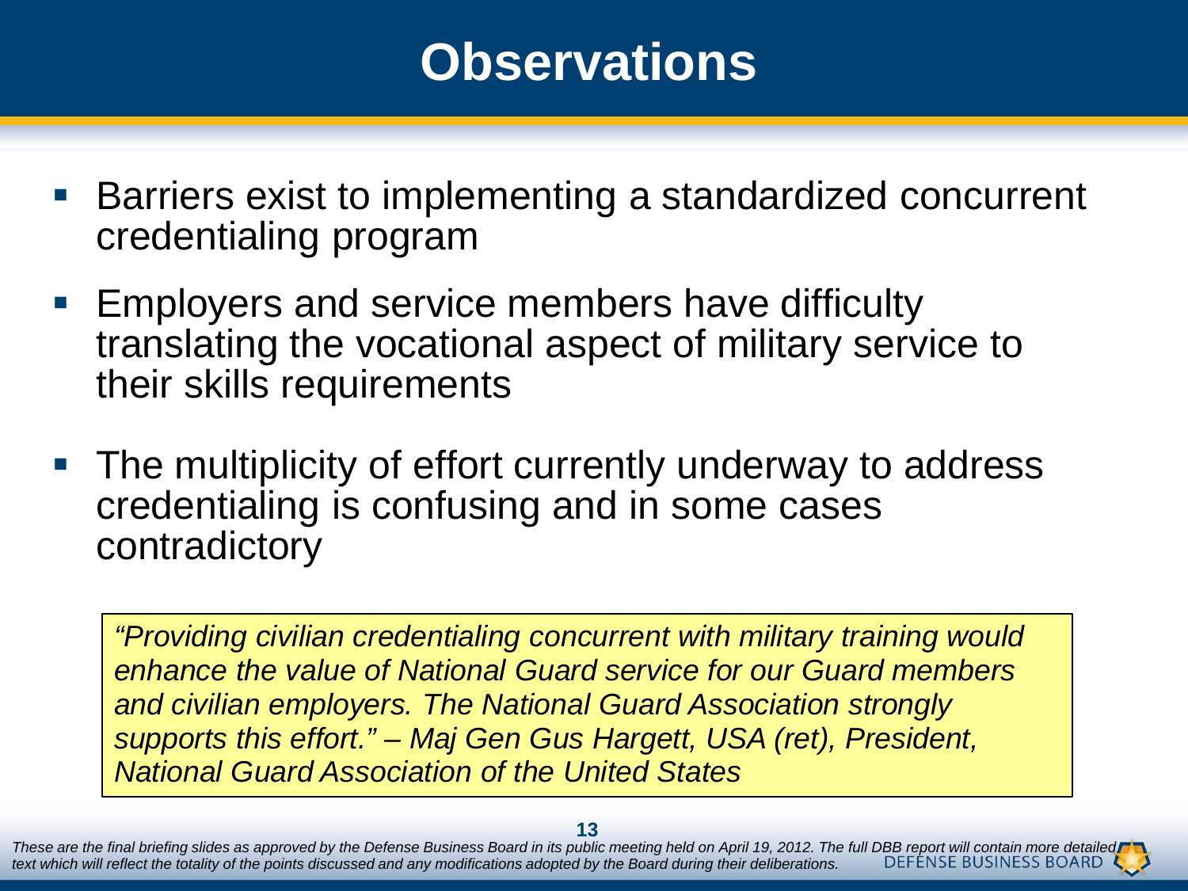# Observations

- Barriers exist to implementing a standardized concurrent credentialing program
- Employers and service members have difficulty translating the vocational aspect of military service to their skills requirements
- The multiplicity of effort currently underway to address credentialing is confusing and in some cases contradictory

> *"Providing civilian credentialing concurrent with military training would enhance the value of National Guard service for our Guard members and civilian employers. The National Guard Association strongly supports this effort." – Maj Gen Gus Hargett, USA (ret), President, National Guard Association of the United States*

*These are the final briefing slides as approved by the Defense Business Board in its public meeting held on April 19, 2012. The full DBB report will contain more detailed text which will reflect the totality of the points discussed and any modifications adopted by the Board during their deliberations.*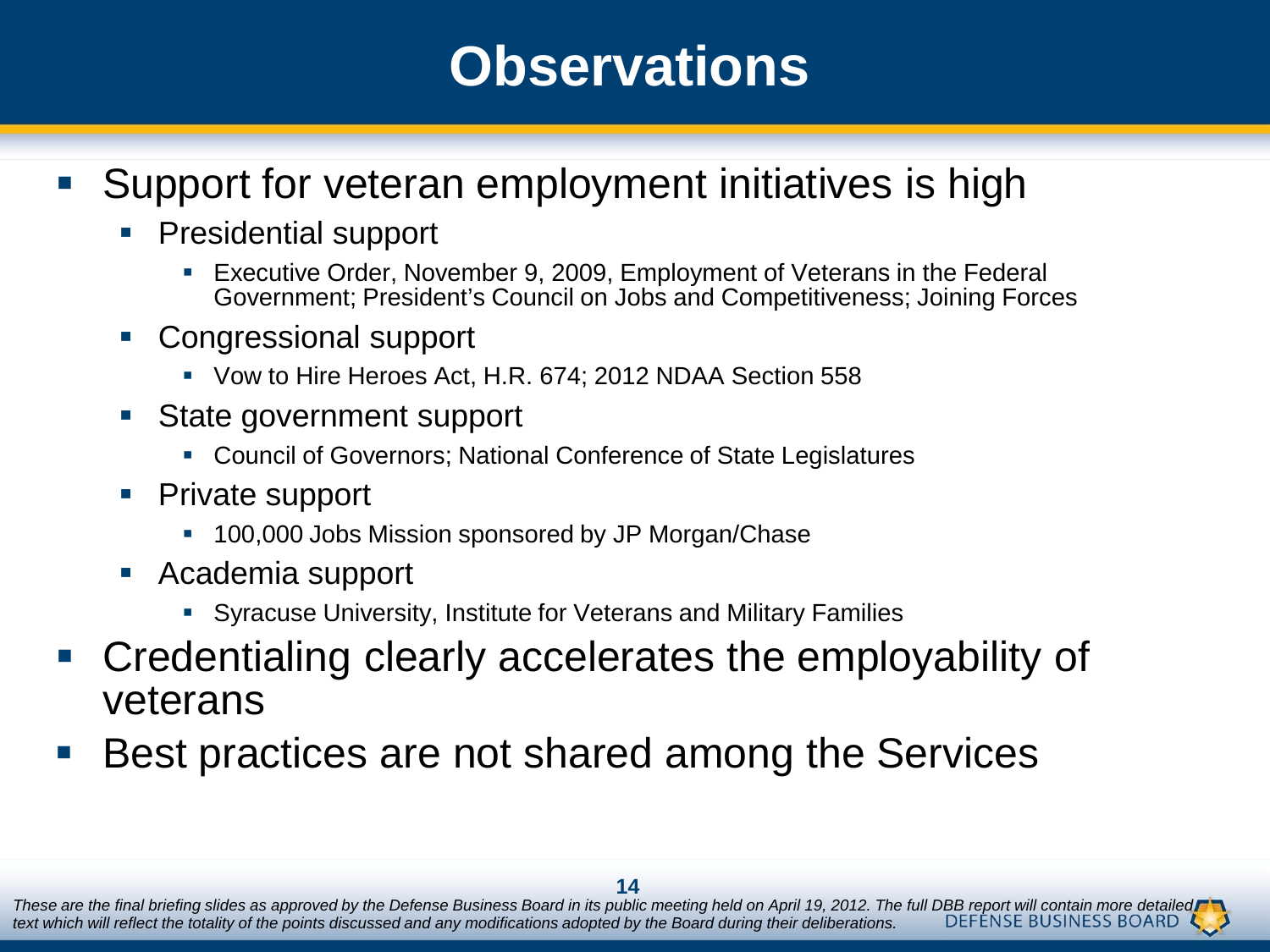# Observations

- Support for veteran employment initiatives is high
  - Presidential support
    - Executive Order, November 9, 2009, Employment of Veterans in the Federal Government; President's Council on Jobs and Competitiveness; Joining Forces
  - Congressional support
    - Vow to Hire Heroes Act, H.R. 674; 2012 NDAA Section 558
  - State government support
    - Council of Governors; National Conference of State Legislatures
  - Private support
    - 100,000 Jobs Mission sponsored by JP Morgan/Chase
  - Academia support
    - Syracuse University, Institute for Veterans and Military Families
- Credentialing clearly accelerates the employability of veterans
- Best practices are not shared among the Services

*These are the final briefing slides as approved by the Defense Business Board in its public meeting held on April 19, 2012. The full DBB report will contain more detailed text which will reflect the totality of the points discussed and any modifications adopted by the Board during their deliberations.*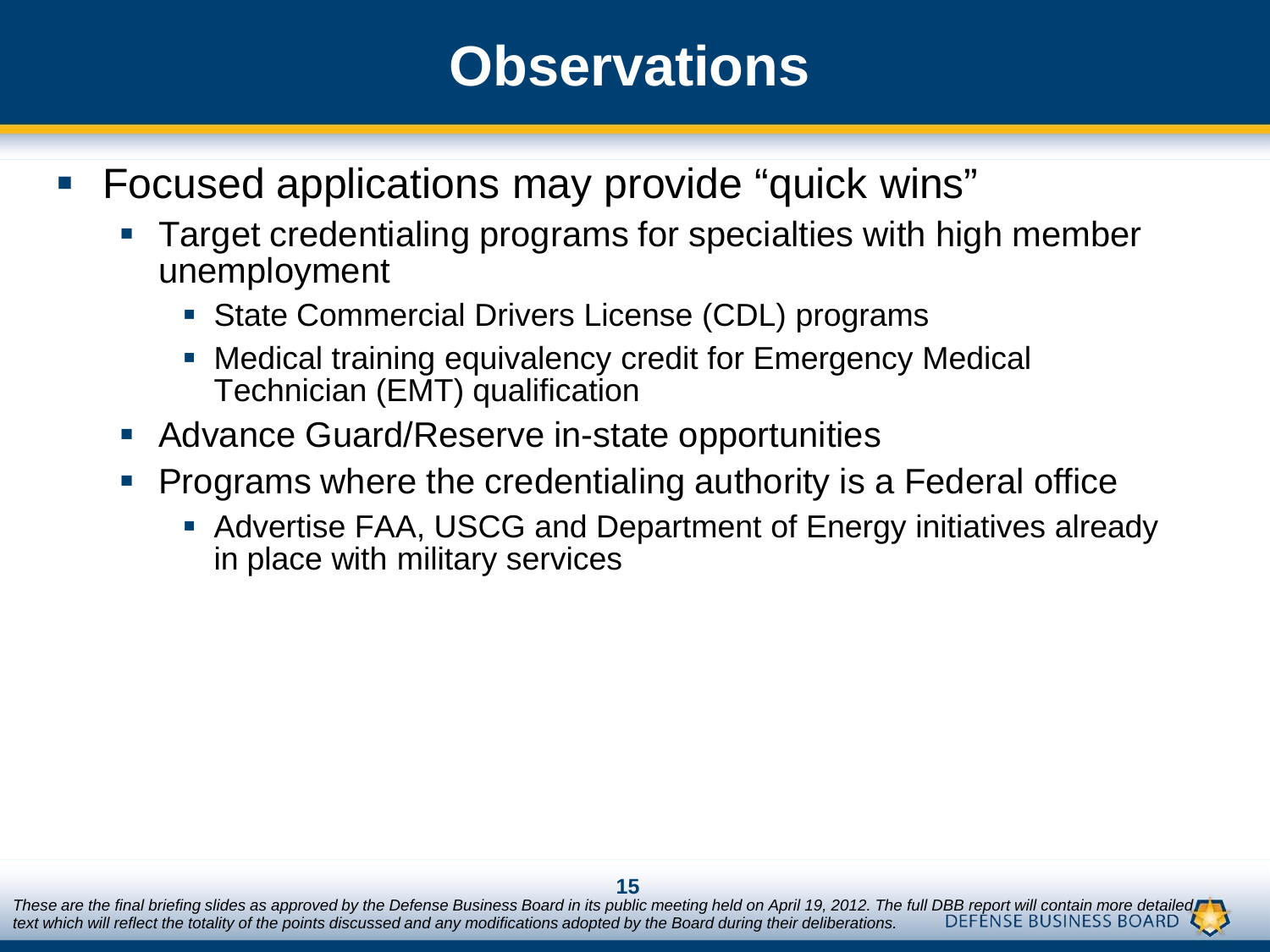# Observations

- Focused applications may provide “quick wins”
  - Target credentialing programs for specialties with high member unemployment
    - State Commercial Drivers License (CDL) programs
    - Medical training equivalency credit for Emergency Medical Technician (EMT) qualification
  - Advance Guard/Reserve in-state opportunities
  - Programs where the credentialing authority is a Federal office
    - Advertise FAA, USCG and Department of Energy initiatives already in place with military services

*These are the final briefing slides as approved by the Defense Business Board in its public meeting held on April 19, 2012. The full DBB report will contain more detailed text which will reflect the totality of the points discussed and any modifications adopted by the Board during their deliberations.*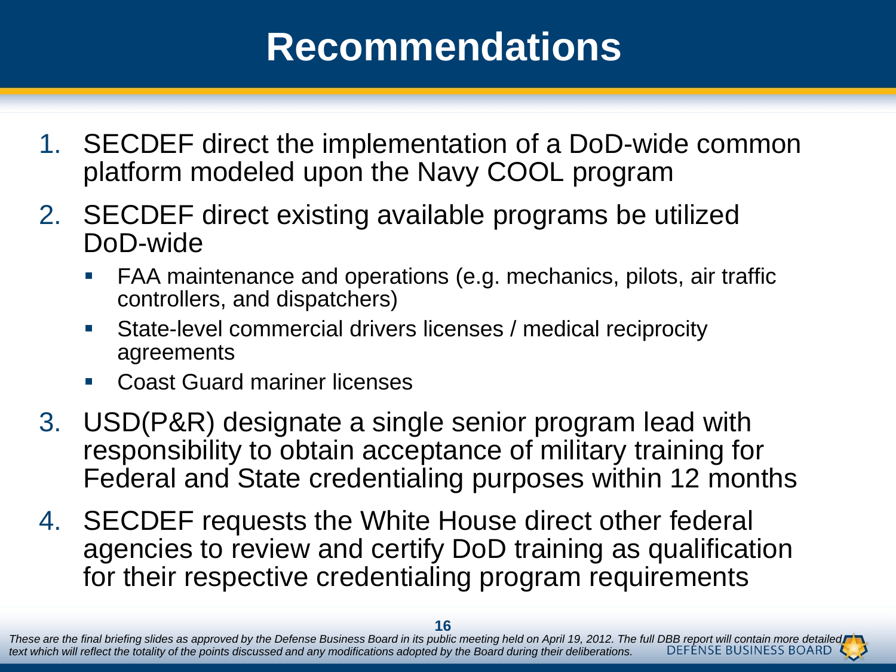# Recommendations

1. SECDEF direct the implementation of a DoD-wide common platform modeled upon the Navy COOL program
2. SECDEF direct existing available programs be utilized DoD-wide
   - FAA maintenance and operations (e.g. mechanics, pilots, air traffic controllers, and dispatchers)
   - State-level commercial drivers licenses / medical reciprocity agreements
   - Coast Guard mariner licenses
3. USD(P&R) designate a single senior program lead with responsibility to obtain acceptance of military training for Federal and State credentialing purposes within 12 months
4. SECDEF requests the White House direct other federal agencies to review and certify DoD training as qualification for their respective credentialing program requirements

*These are the final briefing slides as approved by the Defense Business Board in its public meeting held on April 19, 2012. The full DBB report will contain more detailed text which will reflect the totality of the points discussed and any modifications adopted by the Board during their deliberations.*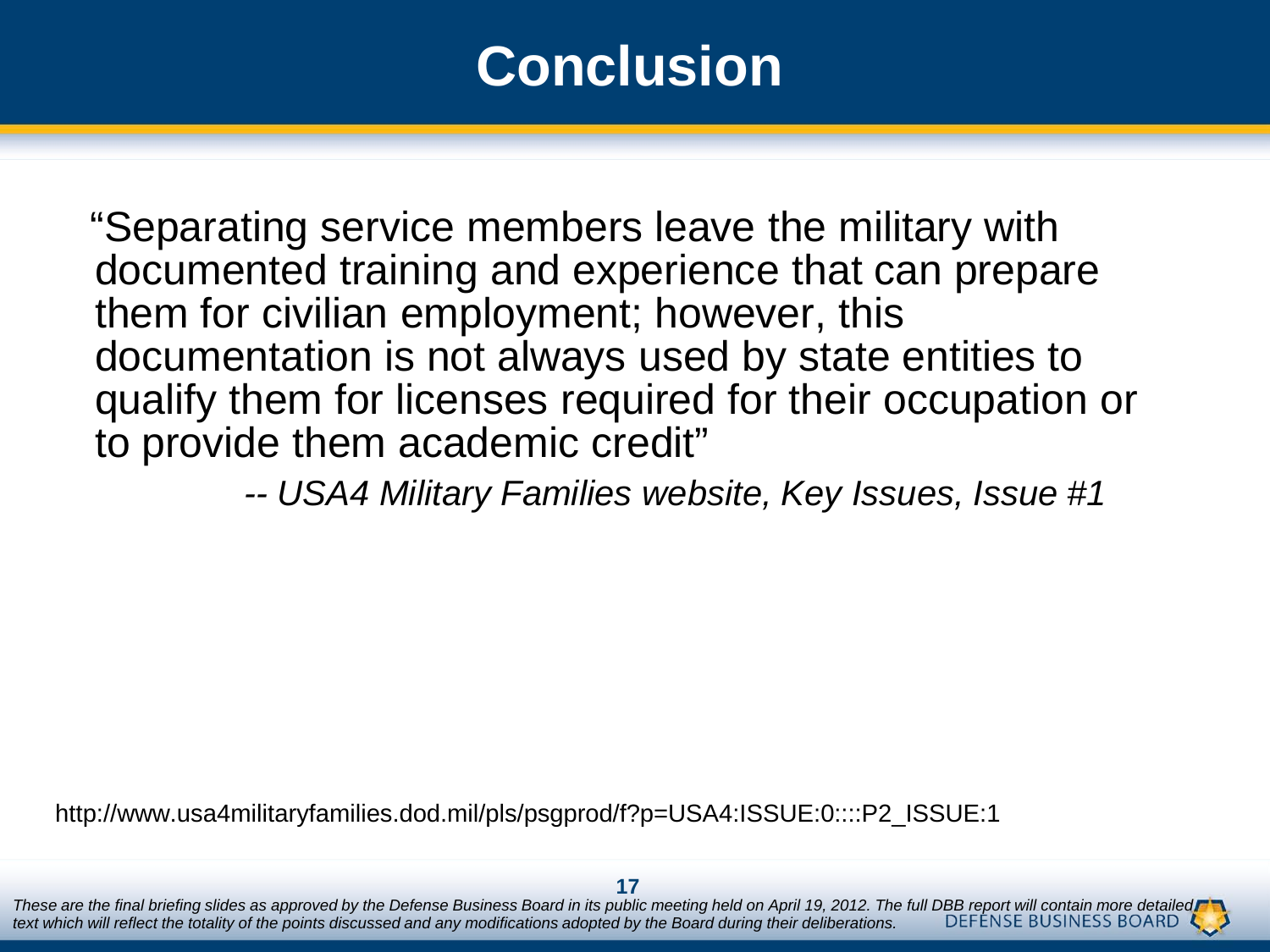# Conclusion

"Separating service members leave the military with documented training and experience that can prepare them for civilian employment; however, this documentation is not always used by state entities to qualify them for licenses required for their occupation or to provide them academic credit"

*-- USA4 Military Families website, Key Issues, Issue #1*

http://www.usa4militaryfamilies.dod.mil/pls/psgprod/f?p=USA4:ISSUE:0::::P2_ISSUE:1

*These are the final briefing slides as approved by the Defense Business Board in its public meeting held on April 19, 2012. The full DBB report will contain more detailed text which will reflect the totality of the points discussed and any modifications adopted by the Board during their deliberations.*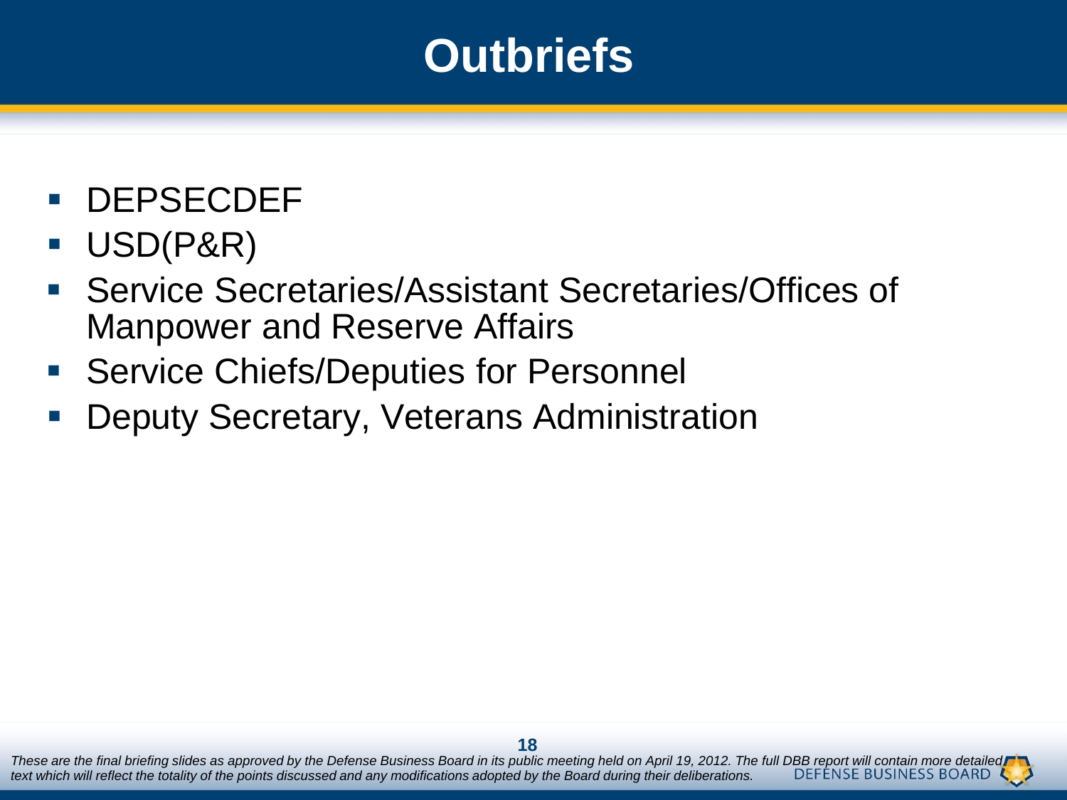# Outbriefs

- DEPSECDEF
- USD(P&R)
- Service Secretaries/Assistant Secretaries/Offices of Manpower and Reserve Affairs
- Service Chiefs/Deputies for Personnel
- Deputy Secretary, Veterans Administration

*These are the final briefing slides as approved by the Defense Business Board in its public meeting held on April 19, 2012. The full DBB report will contain more detailed text which will reflect the totality of the points discussed and any modifications adopted by the Board during their deliberations.*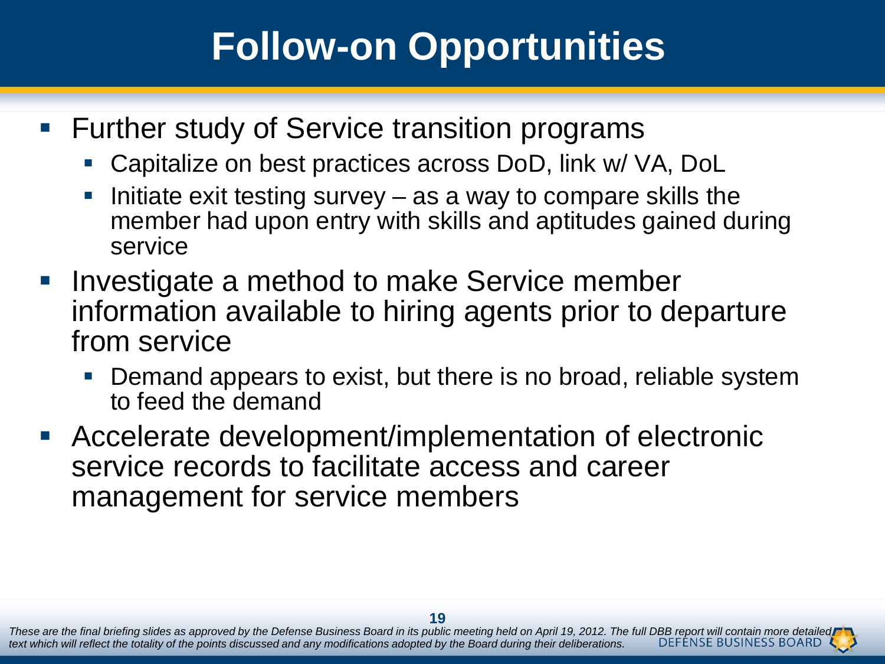# Follow-on Opportunities

- Further study of Service transition programs
  - Capitalize on best practices across DoD, link w/ VA, DoL
  - Initiate exit testing survey – as a way to compare skills the member had upon entry with skills and aptitudes gained during service
- Investigate a method to make Service member information available to hiring agents prior to departure from service
  - Demand appears to exist, but there is no broad, reliable system to feed the demand
- Accelerate development/implementation of electronic service records to facilitate access and career management for service members

*These are the final briefing slides as approved by the Defense Business Board in its public meeting held on April 19, 2012. The full DBB report will contain more detailed text which will reflect the totality of the points discussed and any modifications adopted by the Board during their deliberations.*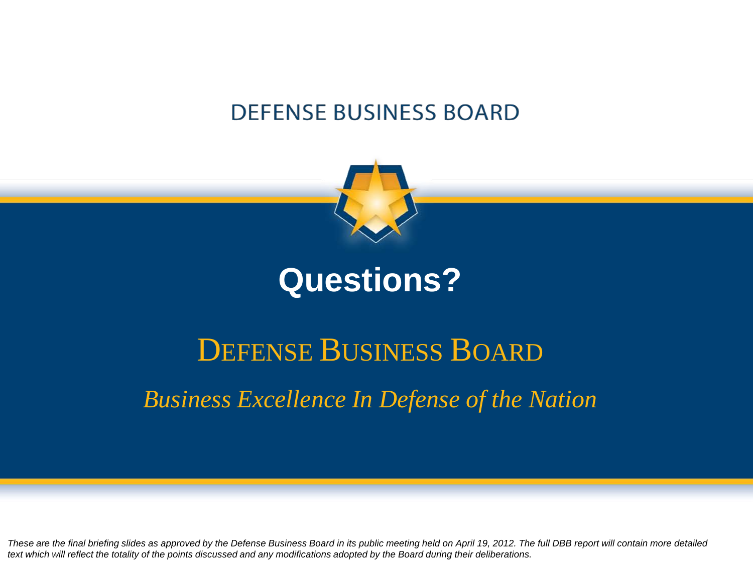DEFENSE BUSINESS BOARD

# Questions?

DEFENSE BUSINESS BOARD

*Business Excellence In Defense of the Nation*

*These are the final briefing slides as approved by the Defense Business Board in its public meeting held on April 19, 2012. The full DBB report will contain more detailed text which will reflect the totality of the points discussed and any modifications adopted by the Board during their deliberations.*